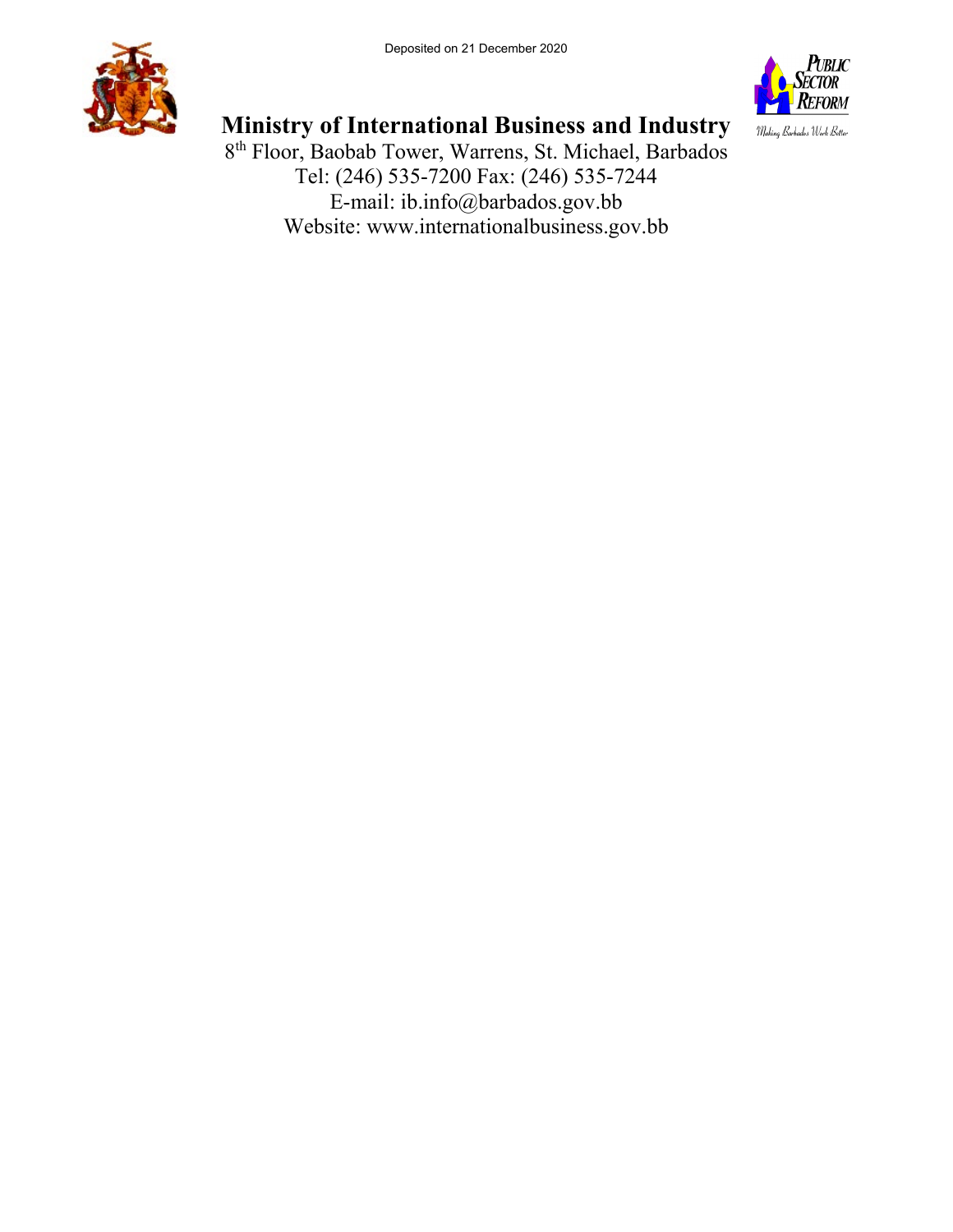Deposited on 21 December 2020

# Ministry of International Business and Industry

8th Floor, Baobab Tower, Warrens, St. Michael, Barbados
Tel: (246) 535-7200 Fax: (246) 535-7244
E-mail: ib.info@barbados.gov.bb
Website: www.internationalbusiness.gov.bb

PUBLIC SECTOR REFORM
Making Barbados Work Better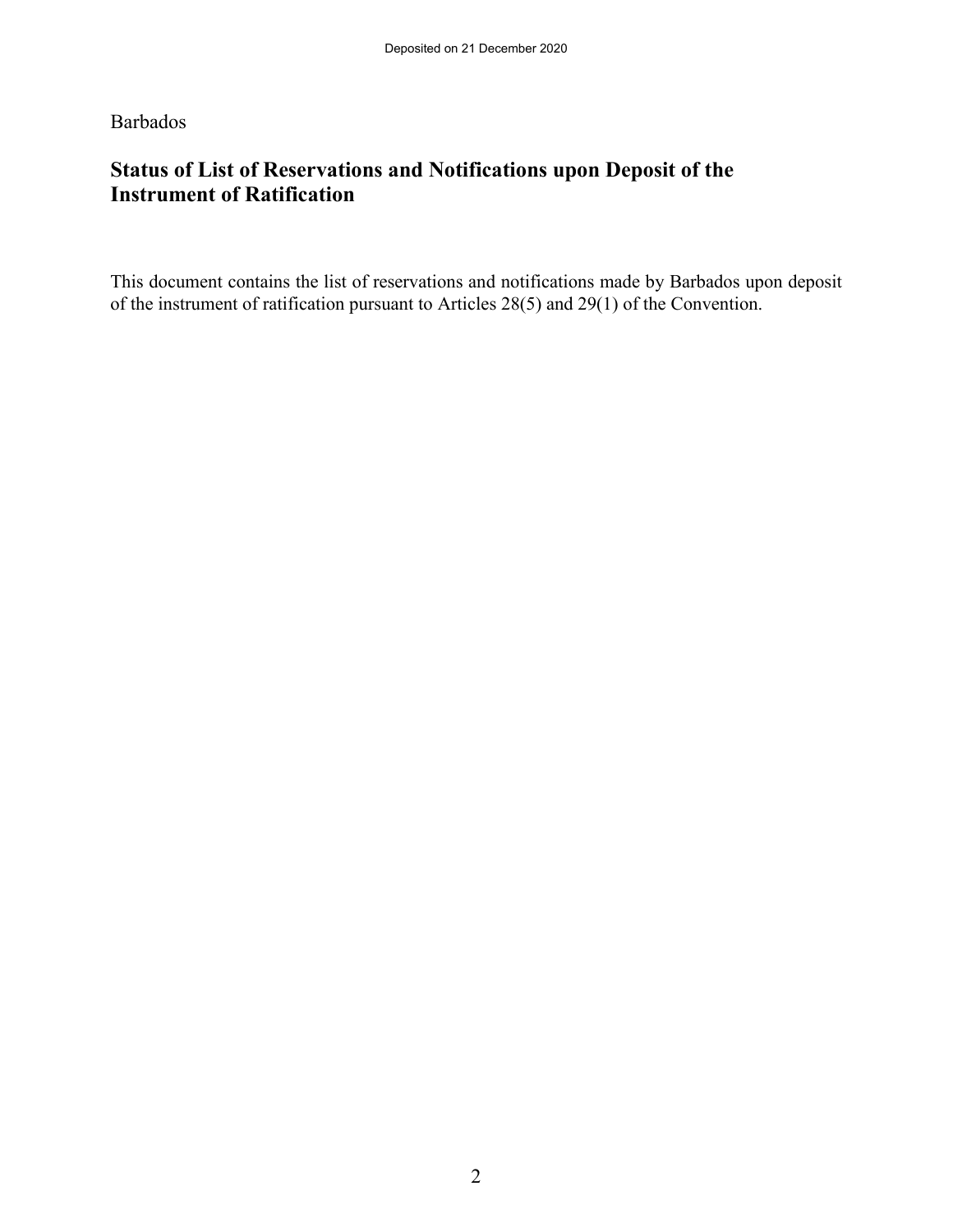Barbados

## Status of List of Reservations and Notifications upon Deposit of the Instrument of Ratification

This document contains the list of reservations and notifications made by Barbados upon deposit of the instrument of ratification pursuant to Articles 28(5) and 29(1) of the Convention.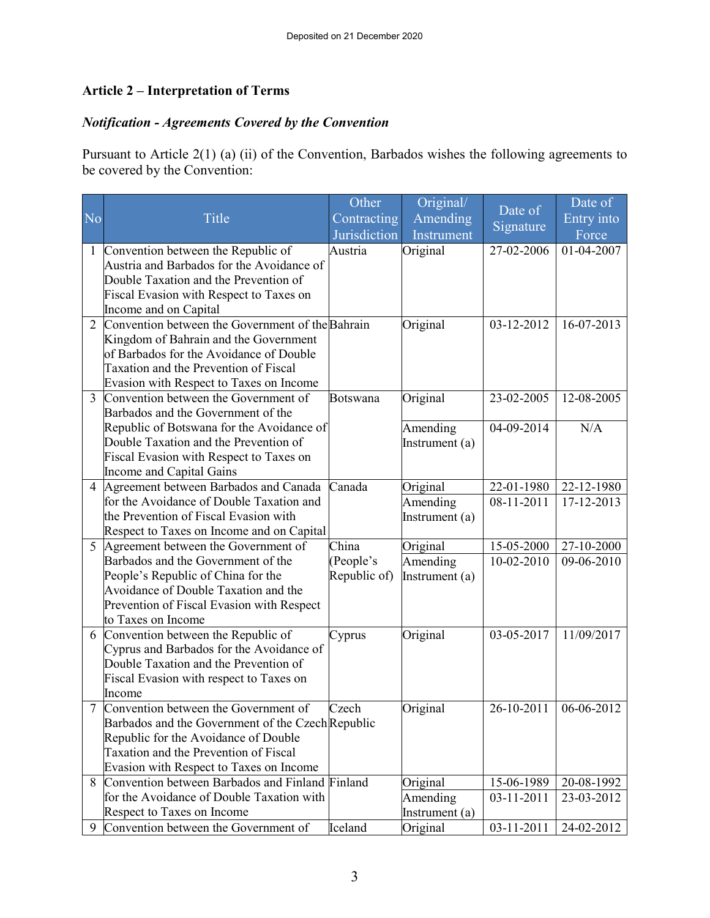## Article 2 – Interpretation of Terms

### *Notification - Agreements Covered by the Convention*

Pursuant to Article 2(1) (a) (ii) of the Convention, Barbados wishes the following agreements to be covered by the Convention:

| No | Title | Other Contracting Jurisdiction | Original/ Amending Instrument | Date of Signature | Date of Entry into Force |
|---|---|---|---|---|---|
| 1 | Convention between the Republic of Austria and Barbados for the Avoidance of Double Taxation and the Prevention of Fiscal Evasion with Respect to Taxes on Income and on Capital | Austria | Original | 27-02-2006 | 01-04-2007 |
| 2 | Convention between the Government of the Kingdom of Bahrain and the Government of Barbados for the Avoidance of Double Taxation and the Prevention of Fiscal Evasion with Respect to Taxes on Income | Bahrain | Original | 03-12-2012 | 16-07-2013 |
| 3 | Convention between the Government of Barbados and the Government of the Republic of Botswana for the Avoidance of Double Taxation and the Prevention of Fiscal Evasion with Respect to Taxes on Income and Capital Gains | Botswana | Original | 23-02-2005 | 12-08-2005 |
| | | | Amending Instrument (a) | 04-09-2014 | N/A |
| 4 | Agreement between Barbados and Canada for the Avoidance of Double Taxation and the Prevention of Fiscal Evasion with Respect to Taxes on Income and on Capital | Canada | Original | 22-01-1980 | 22-12-1980 |
| | | | Amending Instrument (a) | 08-11-2011 | 17-12-2013 |
| 5 | Agreement between the Government of Barbados and the Government of the People's Republic of China for the Avoidance of Double Taxation and the Prevention of Fiscal Evasion with Respect to Taxes on Income | China (People's Republic of) | Original | 15-05-2000 | 27-10-2000 |
| | | | Amending Instrument (a) | 10-02-2010 | 09-06-2010 |
| 6 | Convention between the Republic of Cyprus and Barbados for the Avoidance of Double Taxation and the Prevention of Fiscal Evasion with respect to Taxes on Income | Cyprus | Original | 03-05-2017 | 11/09/2017 |
| 7 | Convention between the Government of Barbados and the Government of the Czech Republic for the Avoidance of Double Taxation and the Prevention of Fiscal Evasion with Respect to Taxes on Income | Czech Republic | Original | 26-10-2011 | 06-06-2012 |
| 8 | Convention between Barbados and Finland for the Avoidance of Double Taxation with Respect to Taxes on Income | Finland | Original | 15-06-1989 | 20-08-1992 |
| | | | Amending Instrument (a) | 03-11-2011 | 23-03-2012 |
| 9 | Convention between the Government of | Iceland | Original | 03-11-2011 | 24-02-2012 |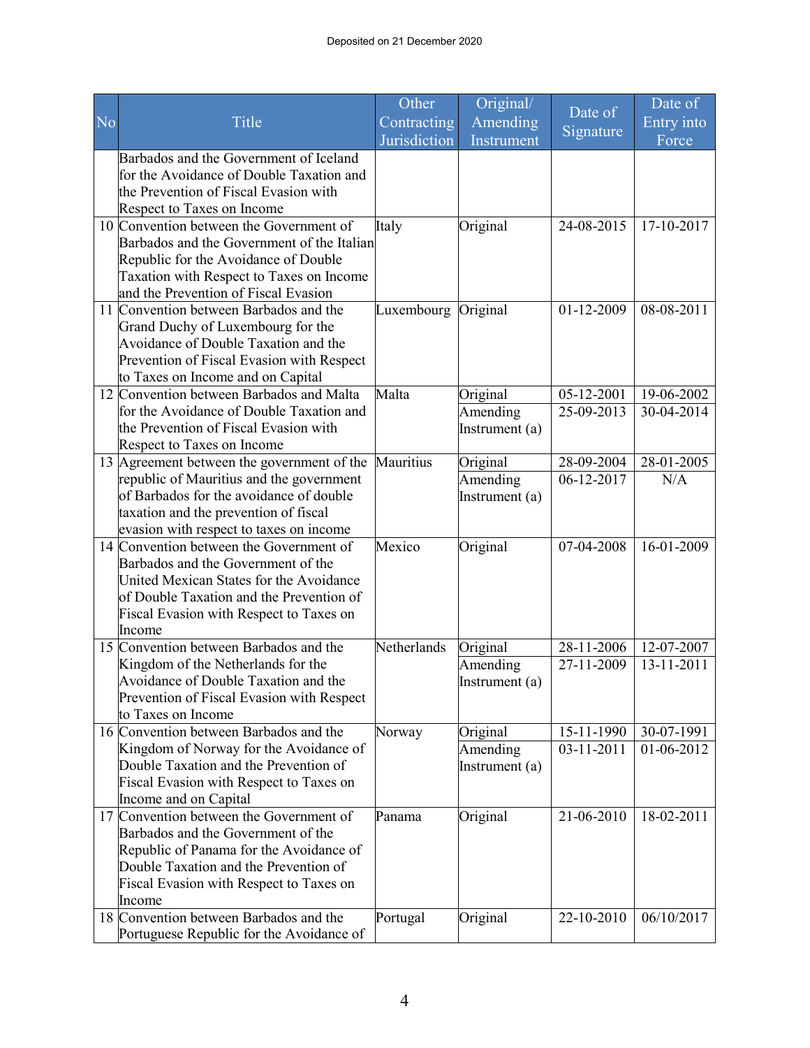Deposited on 21 December 2020

| No | Title | Other Contracting Jurisdiction | Original/ Amending Instrument | Date of Signature | Date of Entry into Force |
|---|---|---|---|---|---|
| | Barbados and the Government of Iceland for the Avoidance of Double Taxation and the Prevention of Fiscal Evasion with Respect to Taxes on Income | | | | |
| 10 | Convention between the Government of Barbados and the Government of the Italian Republic for the Avoidance of Double Taxation with Respect to Taxes on Income and the Prevention of Fiscal Evasion | Italy | Original | 24-08-2015 | 17-10-2017 |
| 11 | Convention between Barbados and the Grand Duchy of Luxembourg for the Avoidance of Double Taxation and the Prevention of Fiscal Evasion with Respect to Taxes on Income and on Capital | Luxembourg | Original | 01-12-2009 | 08-08-2011 |
| 12 | Convention between Barbados and Malta for the Avoidance of Double Taxation and the Prevention of Fiscal Evasion with Respect to Taxes on Income | Malta | Original | 05-12-2001 | 19-06-2002 |
| | | | Amending Instrument (a) | 25-09-2013 | 30-04-2014 |
| 13 | Agreement between the government of the republic of Mauritius and the government of Barbados for the avoidance of double taxation and the prevention of fiscal evasion with respect to taxes on income | Mauritius | Original | 28-09-2004 | 28-01-2005 |
| | | | Amending Instrument (a) | 06-12-2017 | N/A |
| 14 | Convention between the Government of Barbados and the Government of the United Mexican States for the Avoidance of Double Taxation and the Prevention of Fiscal Evasion with Respect to Taxes on Income | Mexico | Original | 07-04-2008 | 16-01-2009 |
| 15 | Convention between Barbados and the Kingdom of the Netherlands for the Avoidance of Double Taxation and the Prevention of Fiscal Evasion with Respect to Taxes on Income | Netherlands | Original | 28-11-2006 | 12-07-2007 |
| | | | Amending Instrument (a) | 27-11-2009 | 13-11-2011 |
| 16 | Convention between Barbados and the Kingdom of Norway for the Avoidance of Double Taxation and the Prevention of Fiscal Evasion with Respect to Taxes on Income and on Capital | Norway | Original | 15-11-1990 | 30-07-1991 |
| | | | Amending Instrument (a) | 03-11-2011 | 01-06-2012 |
| 17 | Convention between the Government of Barbados and the Government of the Republic of Panama for the Avoidance of Double Taxation and the Prevention of Fiscal Evasion with Respect to Taxes on Income | Panama | Original | 21-06-2010 | 18-02-2011 |
| 18 | Convention between Barbados and the Portuguese Republic for the Avoidance of | Portugal | Original | 22-10-2010 | 06/10/2017 |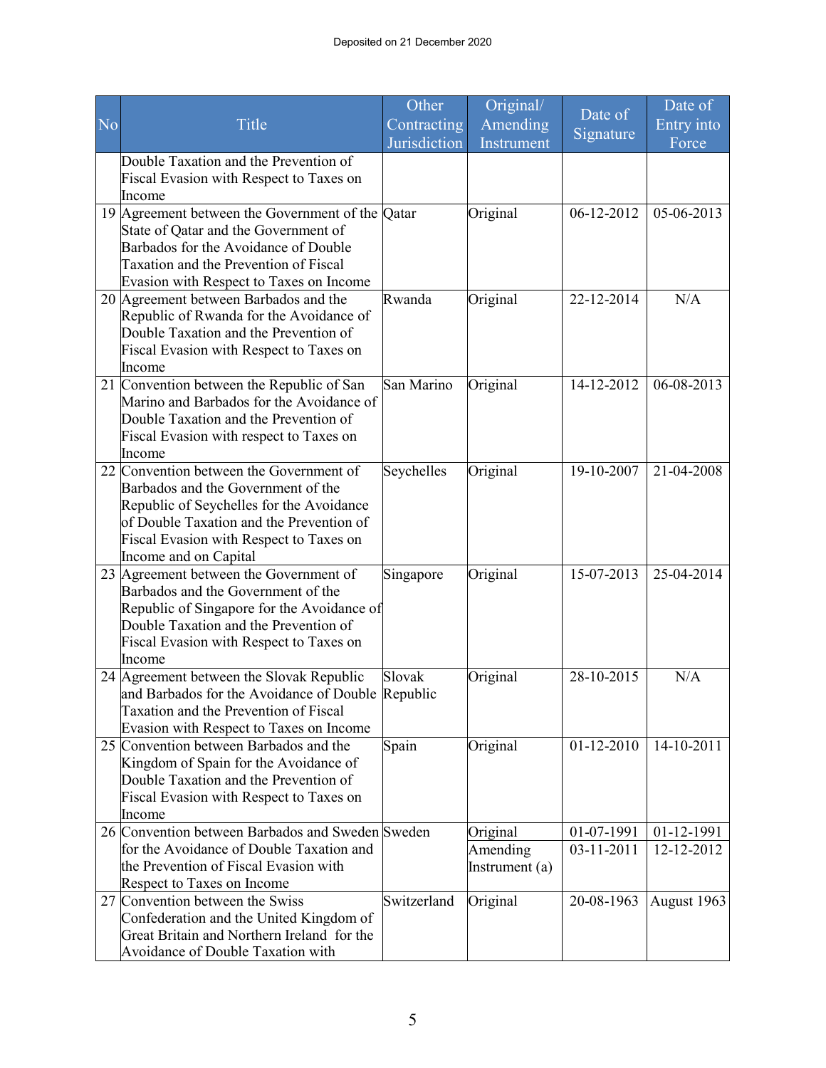Deposited on 21 December 2020

| No | Title | Other Contracting Jurisdiction | Original/ Amending Instrument | Date of Signature | Date of Entry into Force |
|---|---|---|---|---|---|
| | Double Taxation and the Prevention of Fiscal Evasion with Respect to Taxes on Income | | | | |
| 19 | Agreement between the Government of the State of Qatar and the Government of Barbados for the Avoidance of Double Taxation and the Prevention of Fiscal Evasion with Respect to Taxes on Income | Qatar | Original | 06-12-2012 | 05-06-2013 |
| 20 | Agreement between Barbados and the Republic of Rwanda for the Avoidance of Double Taxation and the Prevention of Fiscal Evasion with Respect to Taxes on Income | Rwanda | Original | 22-12-2014 | N/A |
| 21 | Convention between the Republic of San Marino and Barbados for the Avoidance of Double Taxation and the Prevention of Fiscal Evasion with respect to Taxes on Income | San Marino | Original | 14-12-2012 | 06-08-2013 |
| 22 | Convention between the Government of Barbados and the Government of the Republic of Seychelles for the Avoidance of Double Taxation and the Prevention of Fiscal Evasion with Respect to Taxes on Income and on Capital | Seychelles | Original | 19-10-2007 | 21-04-2008 |
| 23 | Agreement between the Government of Barbados and the Government of the Republic of Singapore for the Avoidance of Double Taxation and the Prevention of Fiscal Evasion with Respect to Taxes on Income | Singapore | Original | 15-07-2013 | 25-04-2014 |
| 24 | Agreement between the Slovak Republic and Barbados for the Avoidance of Double Taxation and the Prevention of Fiscal Evasion with Respect to Taxes on Income | Slovak Republic | Original | 28-10-2015 | N/A |
| 25 | Convention between Barbados and the Kingdom of Spain for the Avoidance of Double Taxation and the Prevention of Fiscal Evasion with Respect to Taxes on Income | Spain | Original | 01-12-2010 | 14-10-2011 |
| 26 | Convention between Barbados and Sweden for the Avoidance of Double Taxation and the Prevention of Fiscal Evasion with Respect to Taxes on Income | Sweden | Original<br>Amending Instrument (a) | 01-07-1991<br>03-11-2011 | 01-12-1991<br>12-12-2012 |
| 27 | Convention between the Swiss Confederation and the United Kingdom of Great Britain and Northern Ireland for the Avoidance of Double Taxation with | Switzerland | Original | 20-08-1963 | August 1963 |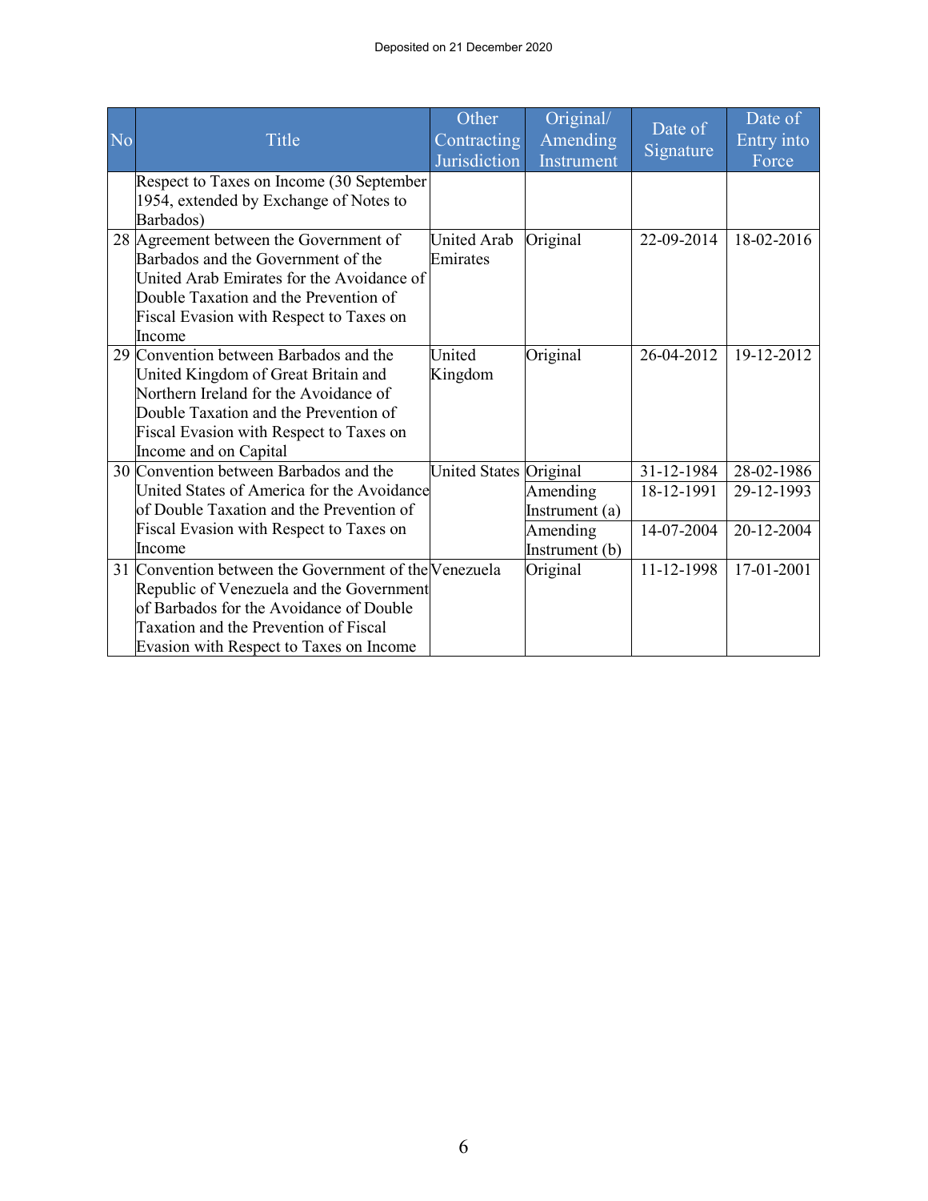Deposited on 21 December 2020

| No | Title | Other Contracting Jurisdiction | Original/ Amending Instrument | Date of Signature | Date of Entry into Force |
|---|---|---|---|---|---|
| | Respect to Taxes on Income (30 September 1954, extended by Exchange of Notes to Barbados) | | | | |
| 28 | Agreement between the Government of Barbados and the Government of the United Arab Emirates for the Avoidance of Double Taxation and the Prevention of Fiscal Evasion with Respect to Taxes on Income | United Arab Emirates | Original | 22-09-2014 | 18-02-2016 |
| 29 | Convention between Barbados and the United Kingdom of Great Britain and Northern Ireland for the Avoidance of Double Taxation and the Prevention of Fiscal Evasion with Respect to Taxes on Income and on Capital | United Kingdom | Original | 26-04-2012 | 19-12-2012 |
| 30 | Convention between Barbados and the United States of America for the Avoidance of Double Taxation and the Prevention of Fiscal Evasion with Respect to Taxes on Income | United States | Original | 31-12-1984 | 28-02-1986 |
| | | | Amending Instrument (a) | 18-12-1991 | 29-12-1993 |
| | | | Amending Instrument (b) | 14-07-2004 | 20-12-2004 |
| 31 | Convention between the Government of the Republic of Venezuela and the Government of Barbados for the Avoidance of Double Taxation and the Prevention of Fiscal Evasion with Respect to Taxes on Income | Venezuela | Original | 11-12-1998 | 17-01-2001 |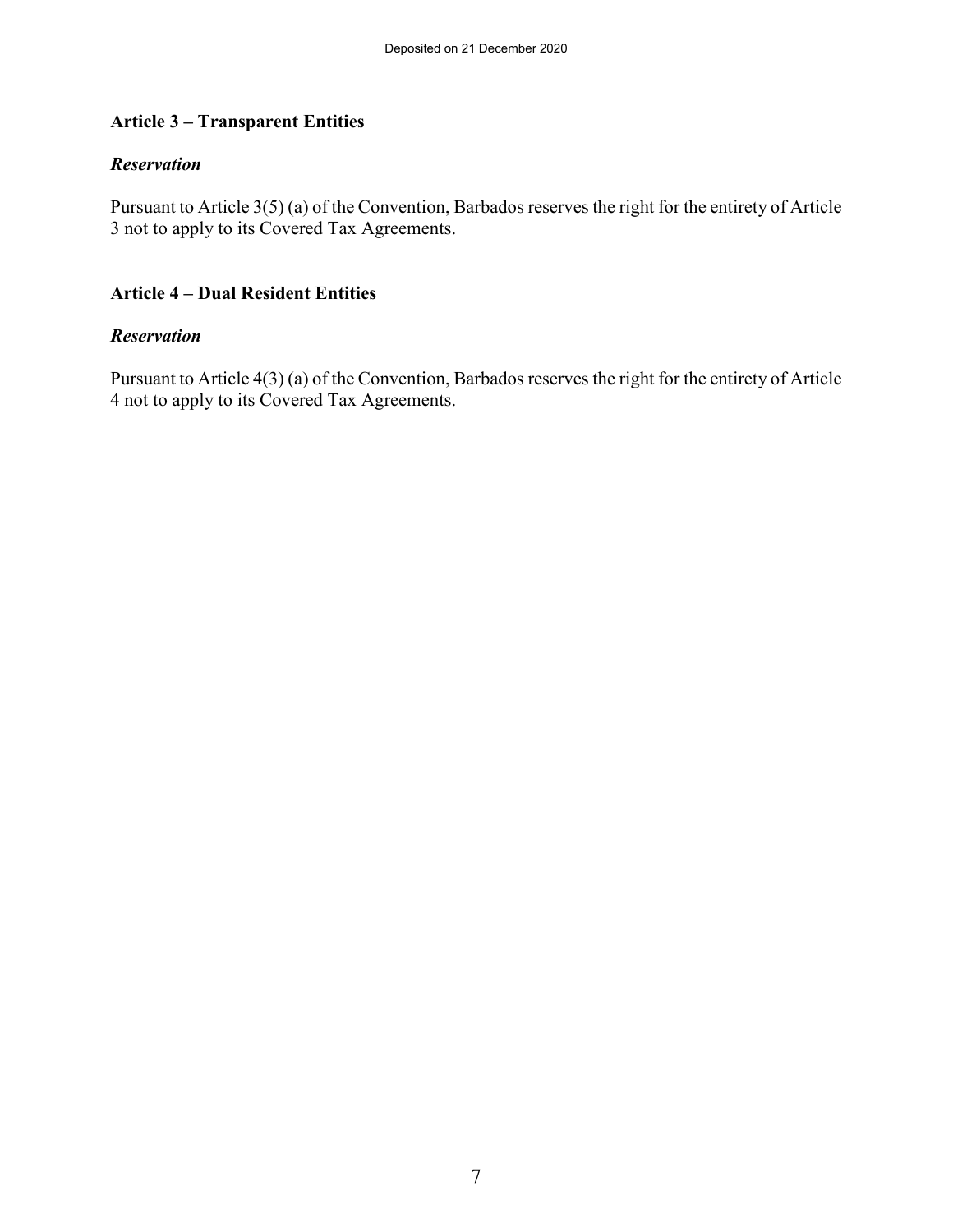## Article 3 – Transparent Entities

### *Reservation*

Pursuant to Article 3(5) (a) of the Convention, Barbados reserves the right for the entirety of Article 3 not to apply to its Covered Tax Agreements.

## Article 4 – Dual Resident Entities

### *Reservation*

Pursuant to Article 4(3) (a) of the Convention, Barbados reserves the right for the entirety of Article 4 not to apply to its Covered Tax Agreements.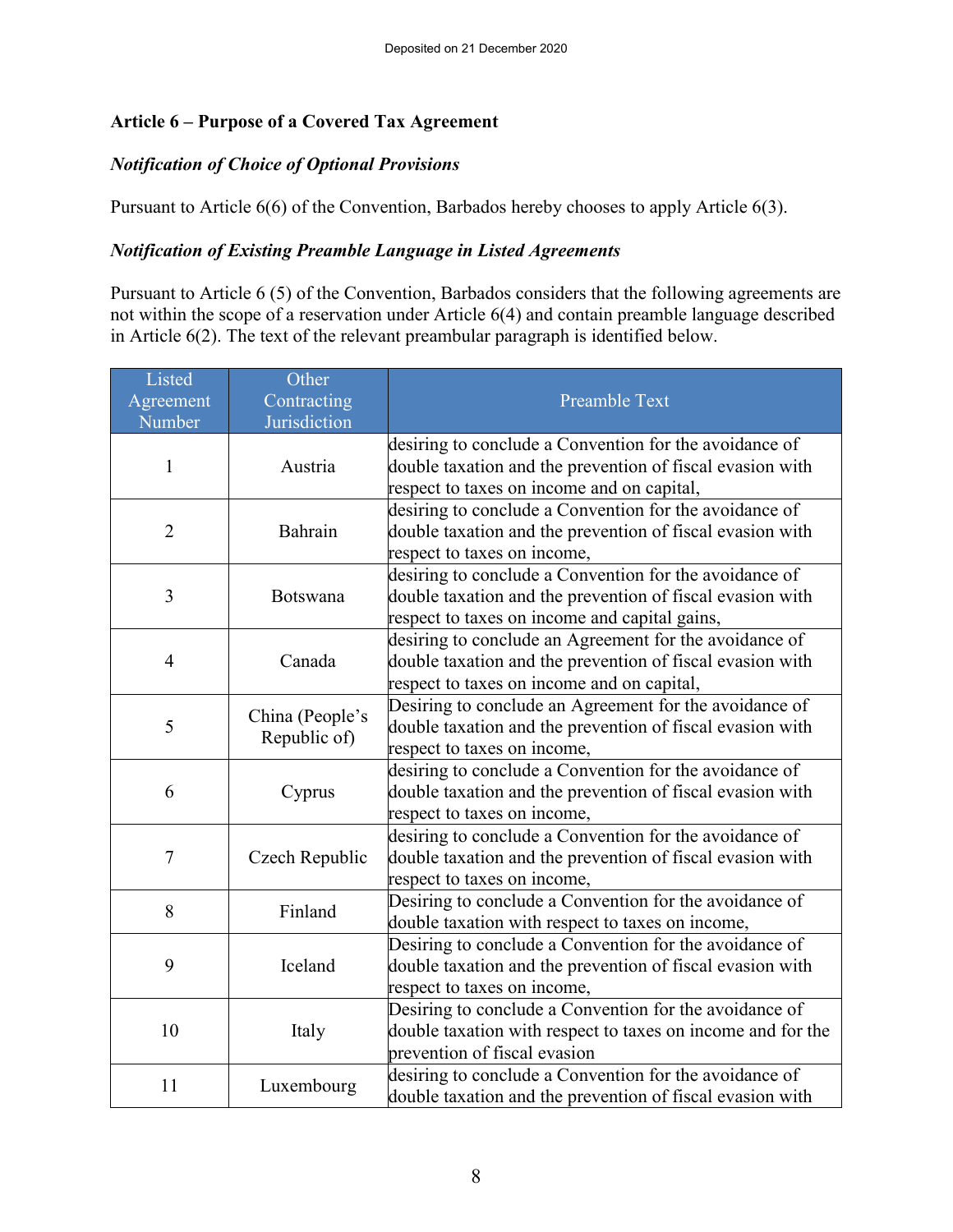## Article 6 – Purpose of a Covered Tax Agreement

### *Notification of Choice of Optional Provisions*

Pursuant to Article 6(6) of the Convention, Barbados hereby chooses to apply Article 6(3).

### *Notification of Existing Preamble Language in Listed Agreements*

Pursuant to Article 6 (5) of the Convention, Barbados considers that the following agreements are not within the scope of a reservation under Article 6(4) and contain preamble language described in Article 6(2). The text of the relevant preambular paragraph is identified below.

| Listed Agreement Number | Other Contracting Jurisdiction | Preamble Text |
|---|---|---|
| 1 | Austria | desiring to conclude a Convention for the avoidance of double taxation and the prevention of fiscal evasion with respect to taxes on income and on capital, |
| 2 | Bahrain | desiring to conclude a Convention for the avoidance of double taxation and the prevention of fiscal evasion with respect to taxes on income, |
| 3 | Botswana | desiring to conclude a Convention for the avoidance of double taxation and the prevention of fiscal evasion with respect to taxes on income and capital gains, |
| 4 | Canada | desiring to conclude an Agreement for the avoidance of double taxation and the prevention of fiscal evasion with respect to taxes on income and on capital, |
| 5 | China (People's Republic of) | Desiring to conclude an Agreement for the avoidance of double taxation and the prevention of fiscal evasion with respect to taxes on income, |
| 6 | Cyprus | desiring to conclude a Convention for the avoidance of double taxation and the prevention of fiscal evasion with respect to taxes on income, |
| 7 | Czech Republic | desiring to conclude a Convention for the avoidance of double taxation and the prevention of fiscal evasion with respect to taxes on income, |
| 8 | Finland | Desiring to conclude a Convention for the avoidance of double taxation with respect to taxes on income, |
| 9 | Iceland | Desiring to conclude a Convention for the avoidance of double taxation and the prevention of fiscal evasion with respect to taxes on income, |
| 10 | Italy | Desiring to conclude a Convention for the avoidance of double taxation with respect to taxes on income and for the prevention of fiscal evasion |
| 11 | Luxembourg | desiring to conclude a Convention for the avoidance of double taxation and the prevention of fiscal evasion with |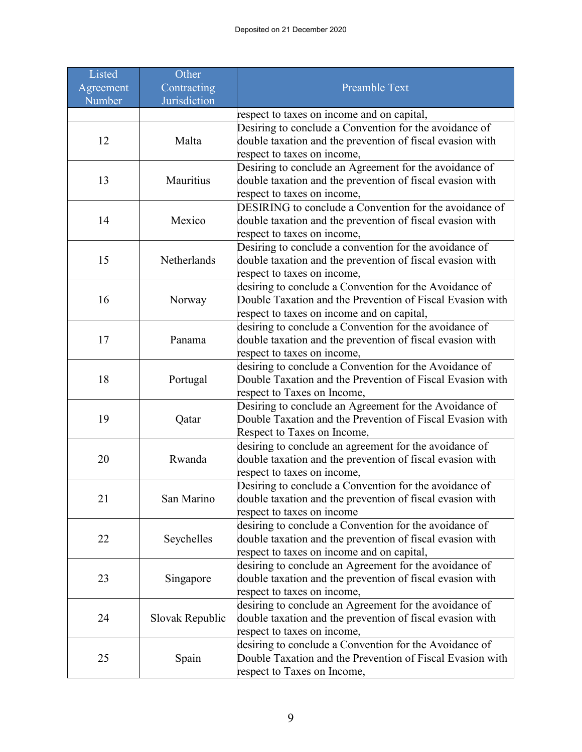| Listed Agreement Number | Other Contracting Jurisdiction | Preamble Text |
|---|---|---|
| | | respect to taxes on income and on capital, |
| 12 | Malta | Desiring to conclude a Convention for the avoidance of double taxation and the prevention of fiscal evasion with respect to taxes on income, |
| 13 | Mauritius | Desiring to conclude an Agreement for the avoidance of double taxation and the prevention of fiscal evasion with respect to taxes on income, |
| 14 | Mexico | DESIRING to conclude a Convention for the avoidance of double taxation and the prevention of fiscal evasion with respect to taxes on income, |
| 15 | Netherlands | Desiring to conclude a convention for the avoidance of double taxation and the prevention of fiscal evasion with respect to taxes on income, |
| 16 | Norway | desiring to conclude a Convention for the Avoidance of Double Taxation and the Prevention of Fiscal Evasion with respect to taxes on income and on capital, |
| 17 | Panama | desiring to conclude a Convention for the avoidance of double taxation and the prevention of fiscal evasion with respect to taxes on income, |
| 18 | Portugal | desiring to conclude a Convention for the Avoidance of Double Taxation and the Prevention of Fiscal Evasion with respect to Taxes on Income, |
| 19 | Qatar | Desiring to conclude an Agreement for the Avoidance of Double Taxation and the Prevention of Fiscal Evasion with Respect to Taxes on Income, |
| 20 | Rwanda | desiring to conclude an agreement for the avoidance of double taxation and the prevention of fiscal evasion with respect to taxes on income, |
| 21 | San Marino | Desiring to conclude a Convention for the avoidance of double taxation and the prevention of fiscal evasion with respect to taxes on income |
| 22 | Seychelles | desiring to conclude a Convention for the avoidance of double taxation and the prevention of fiscal evasion with respect to taxes on income and on capital, |
| 23 | Singapore | desiring to conclude an Agreement for the avoidance of double taxation and the prevention of fiscal evasion with respect to taxes on income, |
| 24 | Slovak Republic | desiring to conclude an Agreement for the avoidance of double taxation and the prevention of fiscal evasion with respect to taxes on income, |
| 25 | Spain | desiring to conclude a Convention for the Avoidance of Double Taxation and the Prevention of Fiscal Evasion with respect to Taxes on Income, |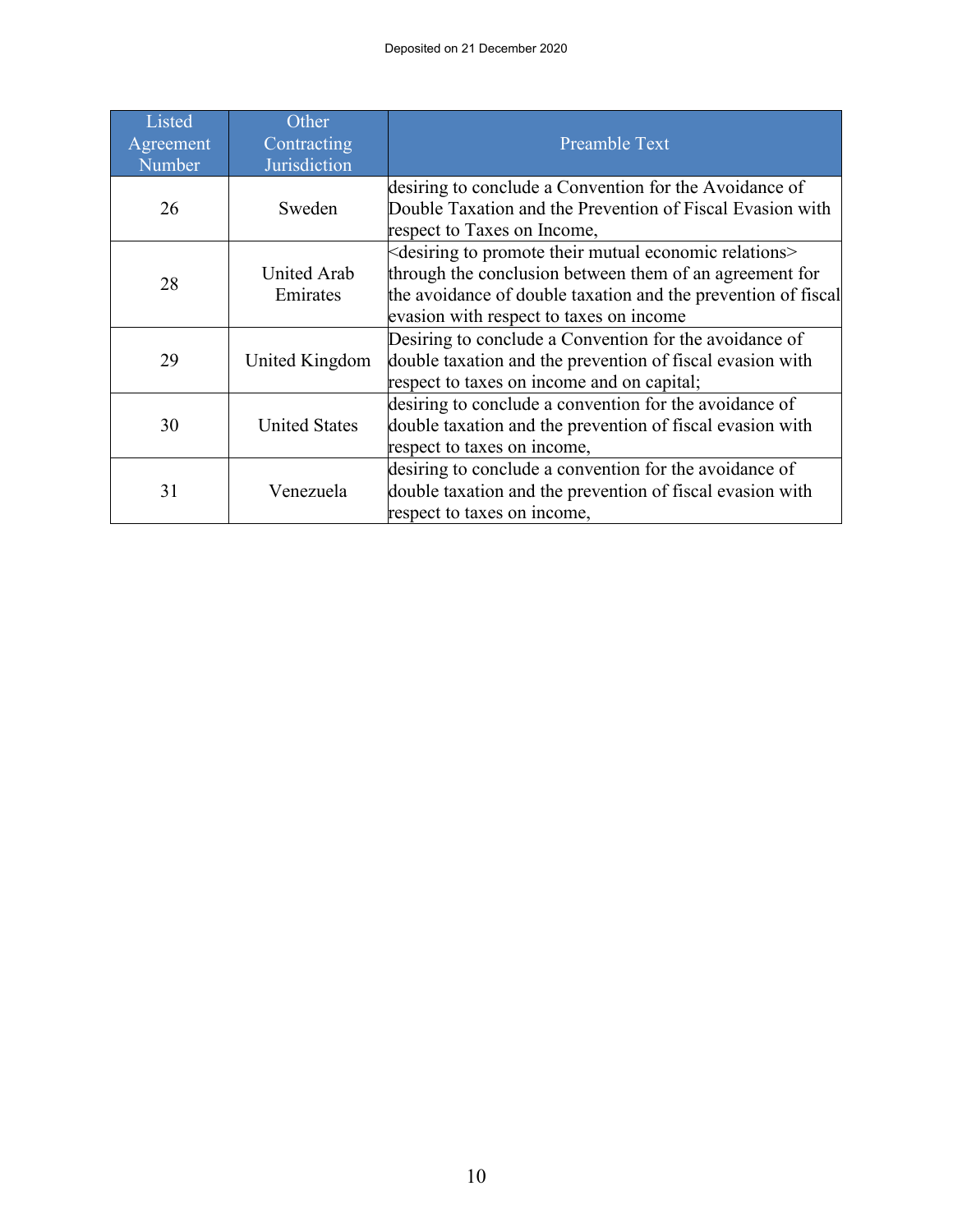| Listed Agreement Number | Other Contracting Jurisdiction | Preamble Text |
|---|---|---|
| 26 | Sweden | desiring to conclude a Convention for the Avoidance of Double Taxation and the Prevention of Fiscal Evasion with respect to Taxes on Income, |
| 28 | United Arab Emirates | <desiring to promote their mutual economic relations> through the conclusion between them of an agreement for the avoidance of double taxation and the prevention of fiscal evasion with respect to taxes on income |
| 29 | United Kingdom | Desiring to conclude a Convention for the avoidance of double taxation and the prevention of fiscal evasion with respect to taxes on income and on capital; |
| 30 | United States | desiring to conclude a convention for the avoidance of double taxation and the prevention of fiscal evasion with respect to taxes on income, |
| 31 | Venezuela | desiring to conclude a convention for the avoidance of double taxation and the prevention of fiscal evasion with respect to taxes on income, |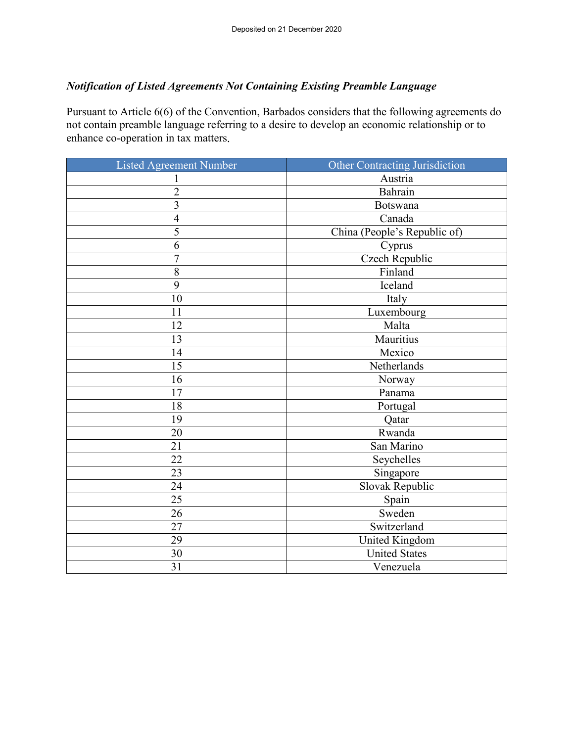*Notification of Listed Agreements Not Containing Existing Preamble Language*

Pursuant to Article 6(6) of the Convention, Barbados considers that the following agreements do not contain preamble language referring to a desire to develop an economic relationship or to enhance co-operation in tax matters.

| Listed Agreement Number | Other Contracting Jurisdiction |
|---|---|
| 1 | Austria |
| 2 | Bahrain |
| 3 | Botswana |
| 4 | Canada |
| 5 | China (People's Republic of) |
| 6 | Cyprus |
| 7 | Czech Republic |
| 8 | Finland |
| 9 | Iceland |
| 10 | Italy |
| 11 | Luxembourg |
| 12 | Malta |
| 13 | Mauritius |
| 14 | Mexico |
| 15 | Netherlands |
| 16 | Norway |
| 17 | Panama |
| 18 | Portugal |
| 19 | Qatar |
| 20 | Rwanda |
| 21 | San Marino |
| 22 | Seychelles |
| 23 | Singapore |
| 24 | Slovak Republic |
| 25 | Spain |
| 26 | Sweden |
| 27 | Switzerland |
| 29 | United Kingdom |
| 30 | United States |
| 31 | Venezuela |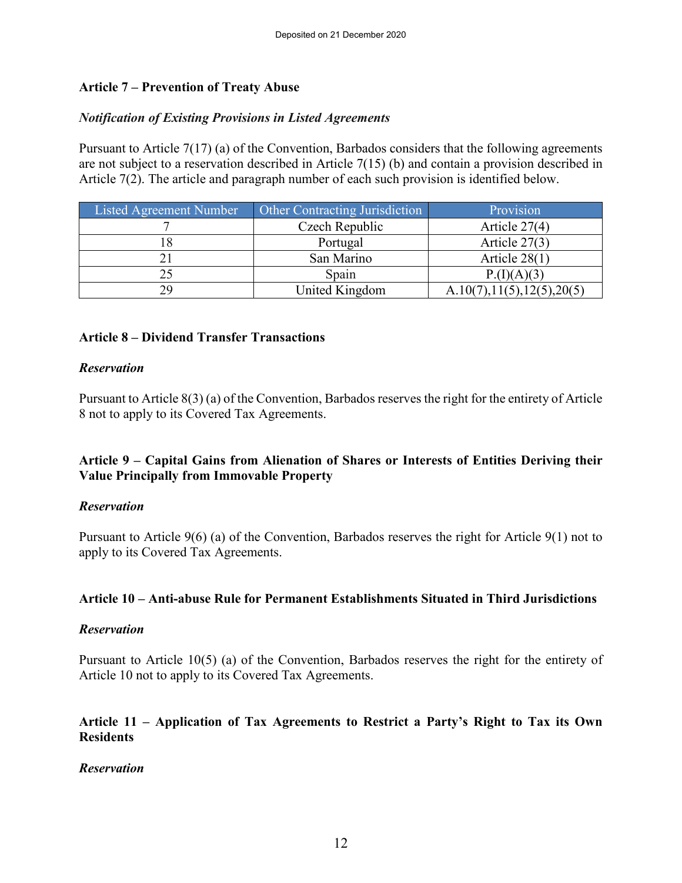### Article 7 – Prevention of Treaty Abuse

#### *Notification of Existing Provisions in Listed Agreements*

Pursuant to Article 7(17) (a) of the Convention, Barbados considers that the following agreements are not subject to a reservation described in Article 7(15) (b) and contain a provision described in Article 7(2). The article and paragraph number of each such provision is identified below.

| Listed Agreement Number | Other Contracting Jurisdiction | Provision |
|---|---|---|
| 7 | Czech Republic | Article 27(4) |
| 18 | Portugal | Article 27(3) |
| 21 | San Marino | Article 28(1) |
| 25 | Spain | P.(I)(A)(3) |
| 29 | United Kingdom | A.10(7),11(5),12(5),20(5) |

### Article 8 – Dividend Transfer Transactions

#### *Reservation*

Pursuant to Article 8(3) (a) of the Convention, Barbados reserves the right for the entirety of Article 8 not to apply to its Covered Tax Agreements.

### Article 9 – Capital Gains from Alienation of Shares or Interests of Entities Deriving their Value Principally from Immovable Property

#### *Reservation*

Pursuant to Article 9(6) (a) of the Convention, Barbados reserves the right for Article 9(1) not to apply to its Covered Tax Agreements.

### Article 10 – Anti-abuse Rule for Permanent Establishments Situated in Third Jurisdictions

#### *Reservation*

Pursuant to Article 10(5) (a) of the Convention, Barbados reserves the right for the entirety of Article 10 not to apply to its Covered Tax Agreements.

### Article 11 – Application of Tax Agreements to Restrict a Party's Right to Tax its Own Residents

#### *Reservation*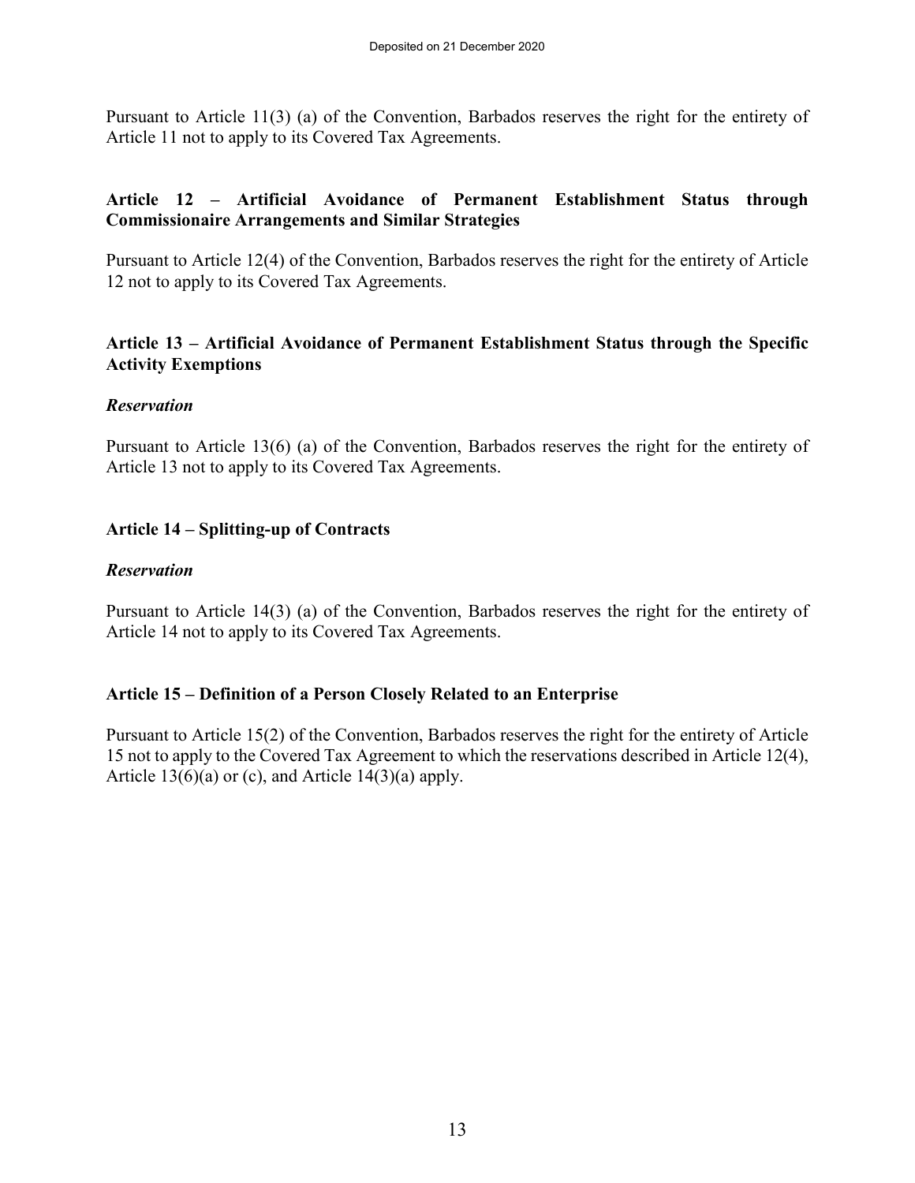Pursuant to Article 11(3) (a) of the Convention, Barbados reserves the right for the entirety of Article 11 not to apply to its Covered Tax Agreements.

**Article 12 – Artificial Avoidance of Permanent Establishment Status through Commissionaire Arrangements and Similar Strategies**

Pursuant to Article 12(4) of the Convention, Barbados reserves the right for the entirety of Article 12 not to apply to its Covered Tax Agreements.

**Article 13 – Artificial Avoidance of Permanent Establishment Status through the Specific Activity Exemptions**

***Reservation***

Pursuant to Article 13(6) (a) of the Convention, Barbados reserves the right for the entirety of Article 13 not to apply to its Covered Tax Agreements.

**Article 14 – Splitting-up of Contracts**

***Reservation***

Pursuant to Article 14(3) (a) of the Convention, Barbados reserves the right for the entirety of Article 14 not to apply to its Covered Tax Agreements.

**Article 15 – Definition of a Person Closely Related to an Enterprise**

Pursuant to Article 15(2) of the Convention, Barbados reserves the right for the entirety of Article 15 not to apply to the Covered Tax Agreement to which the reservations described in Article 12(4), Article 13(6)(a) or (c), and Article 14(3)(a) apply.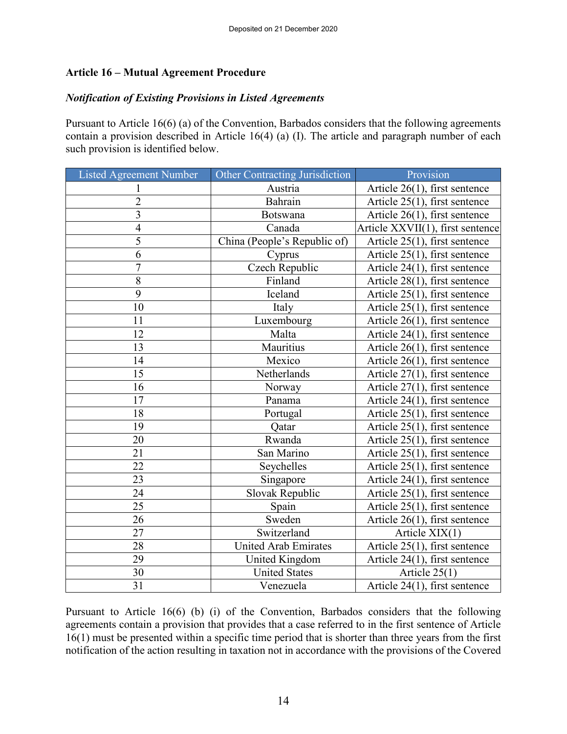**Article 16 – Mutual Agreement Procedure**

***Notification of Existing Provisions in Listed Agreements***

Pursuant to Article 16(6) (a) of the Convention, Barbados considers that the following agreements contain a provision described in Article 16(4) (a) (I). The article and paragraph number of each such provision is identified below.

| Listed Agreement Number | Other Contracting Jurisdiction | Provision |
|---|---|---|
| 1 | Austria | Article 26(1), first sentence |
| 2 | Bahrain | Article 25(1), first sentence |
| 3 | Botswana | Article 26(1), first sentence |
| 4 | Canada | Article XXVII(1), first sentence |
| 5 | China (People's Republic of) | Article 25(1), first sentence |
| 6 | Cyprus | Article 25(1), first sentence |
| 7 | Czech Republic | Article 24(1), first sentence |
| 8 | Finland | Article 28(1), first sentence |
| 9 | Iceland | Article 25(1), first sentence |
| 10 | Italy | Article 25(1), first sentence |
| 11 | Luxembourg | Article 26(1), first sentence |
| 12 | Malta | Article 24(1), first sentence |
| 13 | Mauritius | Article 26(1), first sentence |
| 14 | Mexico | Article 26(1), first sentence |
| 15 | Netherlands | Article 27(1), first sentence |
| 16 | Norway | Article 27(1), first sentence |
| 17 | Panama | Article 24(1), first sentence |
| 18 | Portugal | Article 25(1), first sentence |
| 19 | Qatar | Article 25(1), first sentence |
| 20 | Rwanda | Article 25(1), first sentence |
| 21 | San Marino | Article 25(1), first sentence |
| 22 | Seychelles | Article 25(1), first sentence |
| 23 | Singapore | Article 24(1), first sentence |
| 24 | Slovak Republic | Article 25(1), first sentence |
| 25 | Spain | Article 25(1), first sentence |
| 26 | Sweden | Article 26(1), first sentence |
| 27 | Switzerland | Article XIX(1) |
| 28 | United Arab Emirates | Article 25(1), first sentence |
| 29 | United Kingdom | Article 24(1), first sentence |
| 30 | United States | Article 25(1) |
| 31 | Venezuela | Article 24(1), first sentence |

Pursuant to Article 16(6) (b) (i) of the Convention, Barbados considers that the following agreements contain a provision that provides that a case referred to in the first sentence of Article 16(1) must be presented within a specific time period that is shorter than three years from the first notification of the action resulting in taxation not in accordance with the provisions of the Covered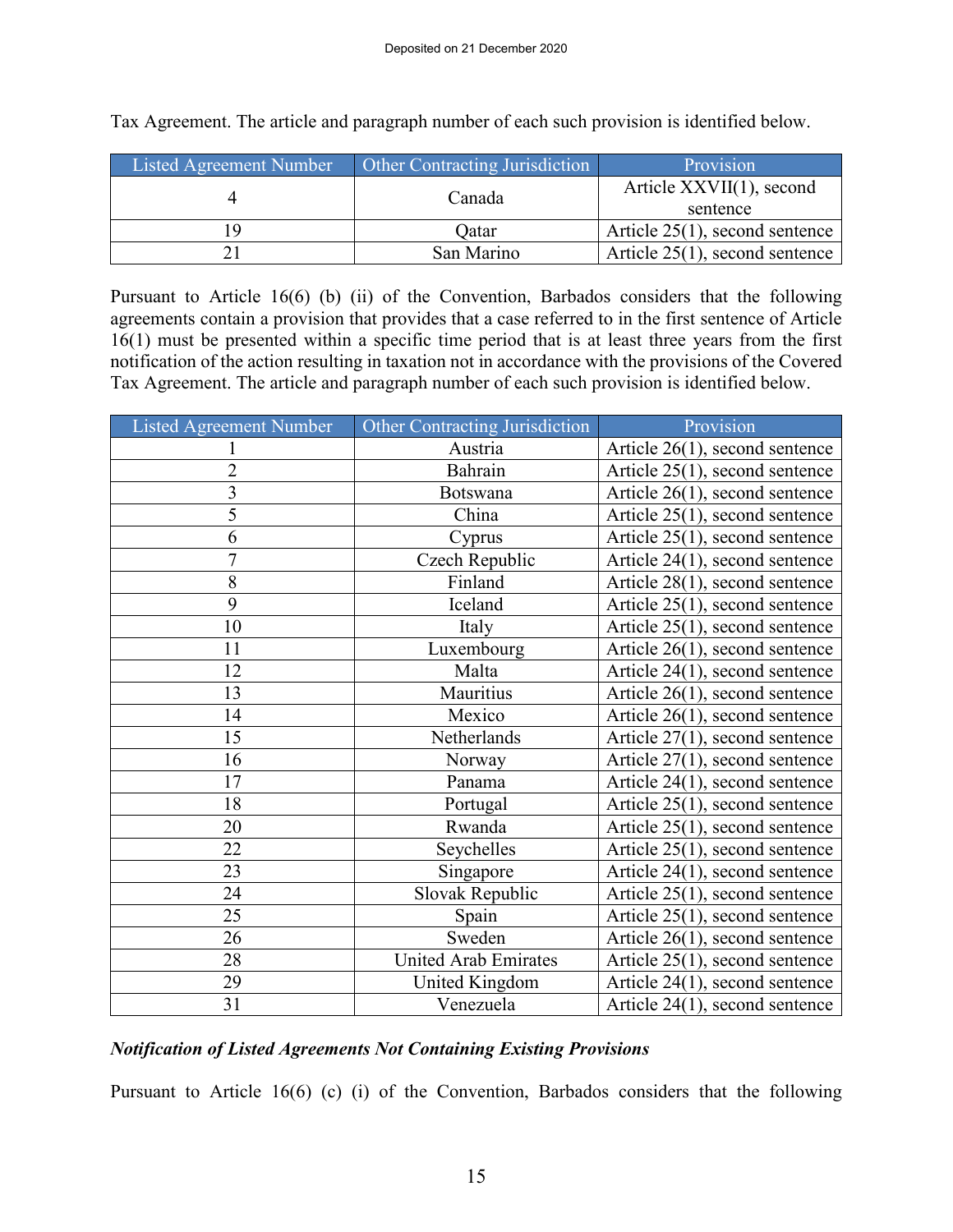Tax Agreement. The article and paragraph number of each such provision is identified below.

| Listed Agreement Number | Other Contracting Jurisdiction | Provision |
|---|---|---|
| 4 | Canada | Article XXVII(1), second sentence |
| 19 | Qatar | Article 25(1), second sentence |
| 21 | San Marino | Article 25(1), second sentence |

Pursuant to Article 16(6) (b) (ii) of the Convention, Barbados considers that the following agreements contain a provision that provides that a case referred to in the first sentence of Article 16(1) must be presented within a specific time period that is at least three years from the first notification of the action resulting in taxation not in accordance with the provisions of the Covered Tax Agreement. The article and paragraph number of each such provision is identified below.

| Listed Agreement Number | Other Contracting Jurisdiction | Provision |
|---|---|---|
| 1 | Austria | Article 26(1), second sentence |
| 2 | Bahrain | Article 25(1), second sentence |
| 3 | Botswana | Article 26(1), second sentence |
| 5 | China | Article 25(1), second sentence |
| 6 | Cyprus | Article 25(1), second sentence |
| 7 | Czech Republic | Article 24(1), second sentence |
| 8 | Finland | Article 28(1), second sentence |
| 9 | Iceland | Article 25(1), second sentence |
| 10 | Italy | Article 25(1), second sentence |
| 11 | Luxembourg | Article 26(1), second sentence |
| 12 | Malta | Article 24(1), second sentence |
| 13 | Mauritius | Article 26(1), second sentence |
| 14 | Mexico | Article 26(1), second sentence |
| 15 | Netherlands | Article 27(1), second sentence |
| 16 | Norway | Article 27(1), second sentence |
| 17 | Panama | Article 24(1), second sentence |
| 18 | Portugal | Article 25(1), second sentence |
| 20 | Rwanda | Article 25(1), second sentence |
| 22 | Seychelles | Article 25(1), second sentence |
| 23 | Singapore | Article 24(1), second sentence |
| 24 | Slovak Republic | Article 25(1), second sentence |
| 25 | Spain | Article 25(1), second sentence |
| 26 | Sweden | Article 26(1), second sentence |
| 28 | United Arab Emirates | Article 25(1), second sentence |
| 29 | United Kingdom | Article 24(1), second sentence |
| 31 | Venezuela | Article 24(1), second sentence |

***Notification of Listed Agreements Not Containing Existing Provisions***

Pursuant to Article 16(6) (c) (i) of the Convention, Barbados considers that the following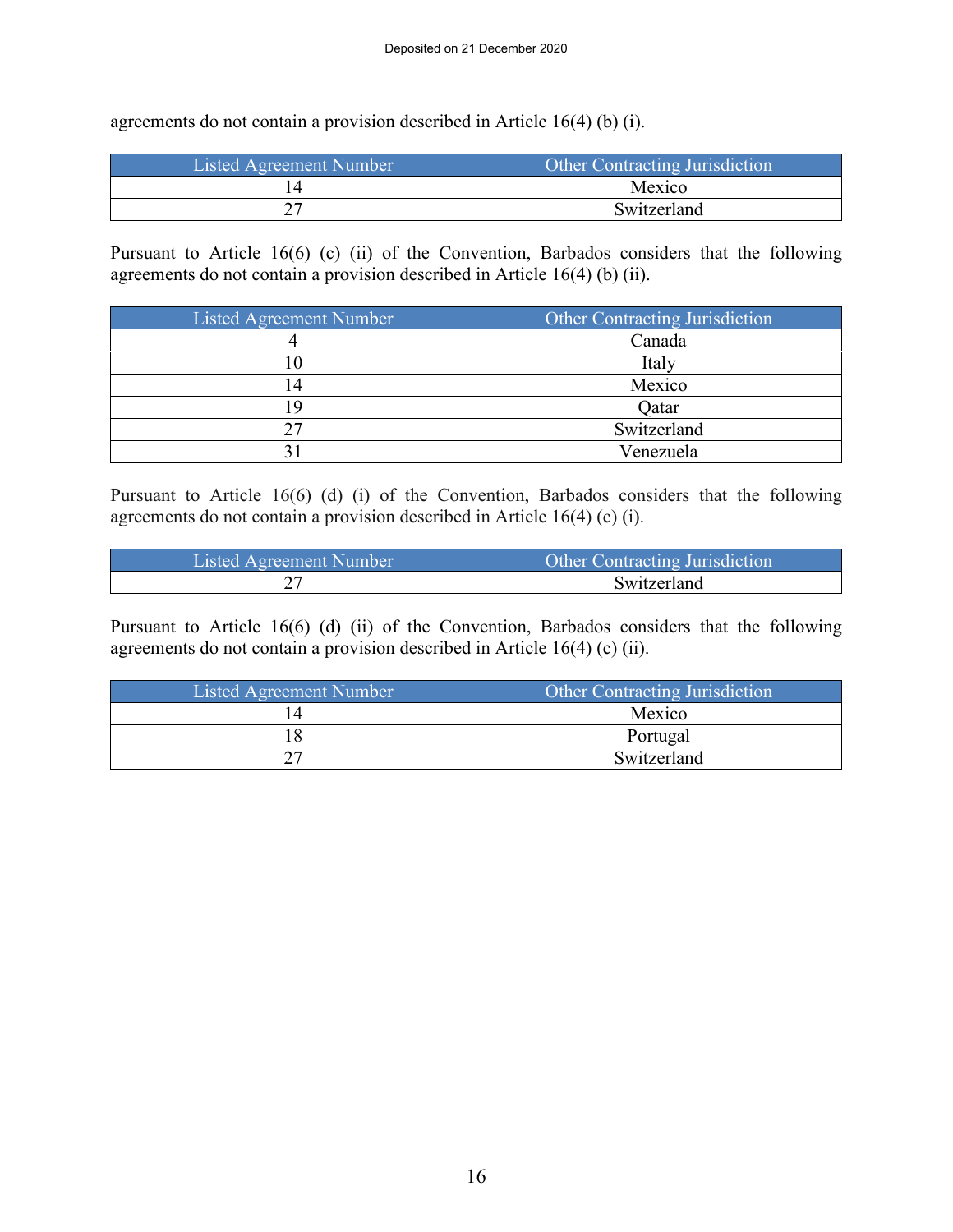agreements do not contain a provision described in Article 16(4) (b) (i).

| Listed Agreement Number | Other Contracting Jurisdiction |
|---|---|
| 14 | Mexico |
| 27 | Switzerland |

Pursuant to Article 16(6) (c) (ii) of the Convention, Barbados considers that the following agreements do not contain a provision described in Article 16(4) (b) (ii).

| Listed Agreement Number | Other Contracting Jurisdiction |
|---|---|
| 4 | Canada |
| 10 | Italy |
| 14 | Mexico |
| 19 | Qatar |
| 27 | Switzerland |
| 31 | Venezuela |

Pursuant to Article 16(6) (d) (i) of the Convention, Barbados considers that the following agreements do not contain a provision described in Article 16(4) (c) (i).

| Listed Agreement Number | Other Contracting Jurisdiction |
|---|---|
| 27 | Switzerland |

Pursuant to Article 16(6) (d) (ii) of the Convention, Barbados considers that the following agreements do not contain a provision described in Article 16(4) (c) (ii).

| Listed Agreement Number | Other Contracting Jurisdiction |
|---|---|
| 14 | Mexico |
| 18 | Portugal |
| 27 | Switzerland |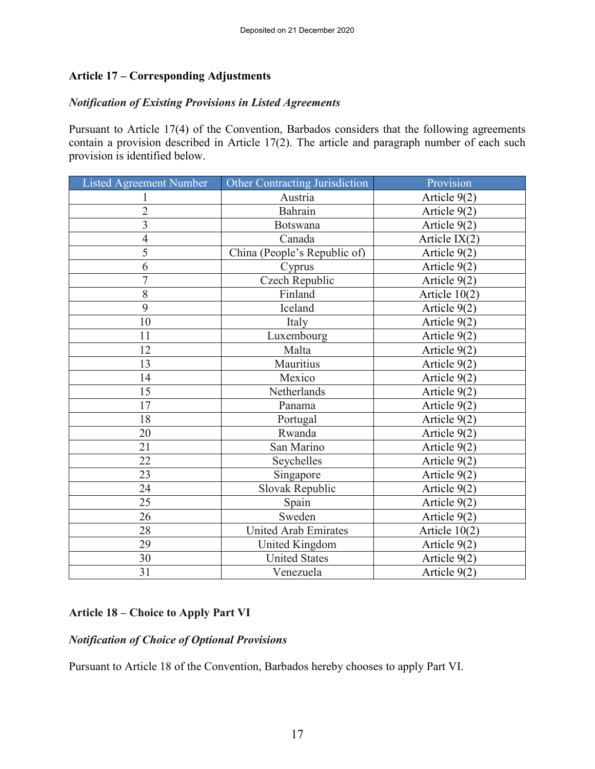**Article 17 – Corresponding Adjustments**

***Notification of Existing Provisions in Listed Agreements***

Pursuant to Article 17(4) of the Convention, Barbados considers that the following agreements contain a provision described in Article 17(2). The article and paragraph number of each such provision is identified below.

| Listed Agreement Number | Other Contracting Jurisdiction | Provision |
|---|---|---|
| 1 | Austria | Article 9(2) |
| 2 | Bahrain | Article 9(2) |
| 3 | Botswana | Article 9(2) |
| 4 | Canada | Article IX(2) |
| 5 | China (People's Republic of) | Article 9(2) |
| 6 | Cyprus | Article 9(2) |
| 7 | Czech Republic | Article 9(2) |
| 8 | Finland | Article 10(2) |
| 9 | Iceland | Article 9(2) |
| 10 | Italy | Article 9(2) |
| 11 | Luxembourg | Article 9(2) |
| 12 | Malta | Article 9(2) |
| 13 | Mauritius | Article 9(2) |
| 14 | Mexico | Article 9(2) |
| 15 | Netherlands | Article 9(2) |
| 17 | Panama | Article 9(2) |
| 18 | Portugal | Article 9(2) |
| 20 | Rwanda | Article 9(2) |
| 21 | San Marino | Article 9(2) |
| 22 | Seychelles | Article 9(2) |
| 23 | Singapore | Article 9(2) |
| 24 | Slovak Republic | Article 9(2) |
| 25 | Spain | Article 9(2) |
| 26 | Sweden | Article 9(2) |
| 28 | United Arab Emirates | Article 10(2) |
| 29 | United Kingdom | Article 9(2) |
| 30 | United States | Article 9(2) |
| 31 | Venezuela | Article 9(2) |

**Article 18 – Choice to Apply Part VI**

***Notification of Choice of Optional Provisions***

Pursuant to Article 18 of the Convention, Barbados hereby chooses to apply Part VI.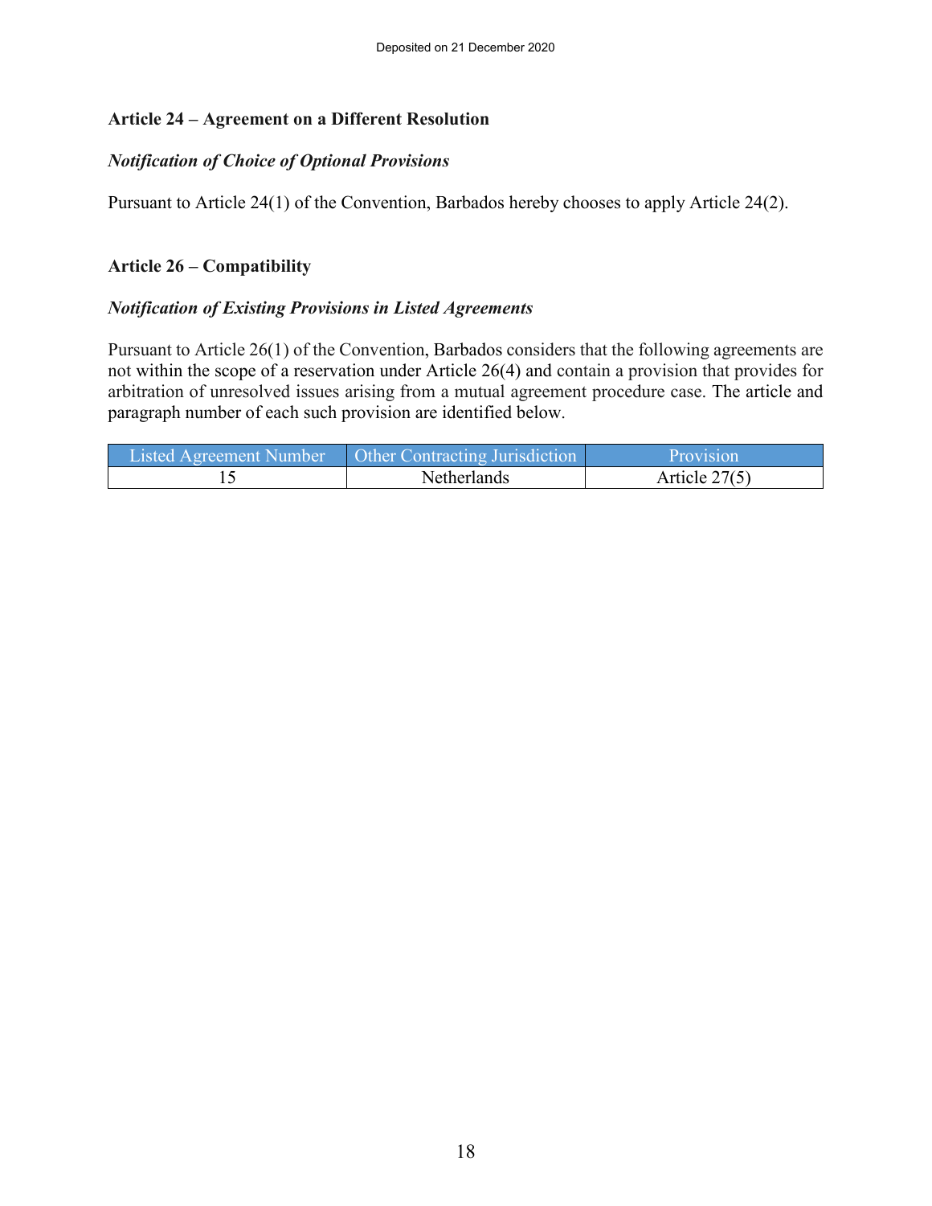**Article 24 – Agreement on a Different Resolution**

***Notification of Choice of Optional Provisions***

Pursuant to Article 24(1) of the Convention, Barbados hereby chooses to apply Article 24(2).

**Article 26 – Compatibility**

***Notification of Existing Provisions in Listed Agreements***

Pursuant to Article 26(1) of the Convention, Barbados considers that the following agreements are not within the scope of a reservation under Article 26(4) and contain a provision that provides for arbitration of unresolved issues arising from a mutual agreement procedure case. The article and paragraph number of each such provision are identified below.

| Listed Agreement Number | Other Contracting Jurisdiction | Provision |
| --- | --- | --- |
| 15 | Netherlands | Article 27(5) |